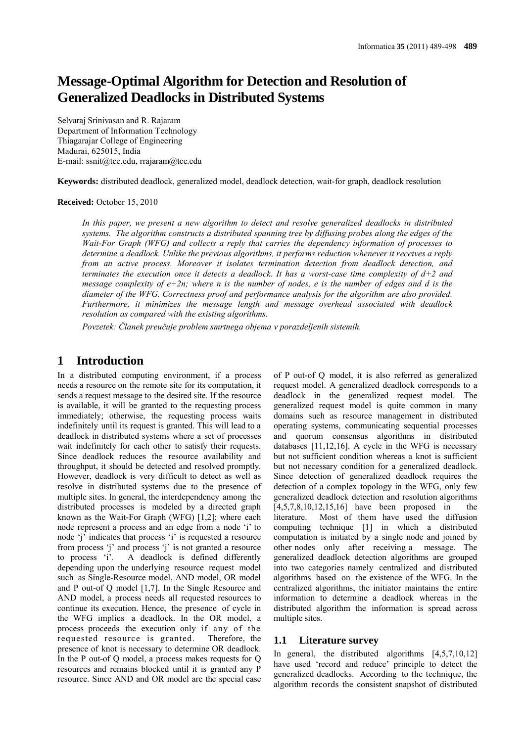# Message-Optimal Algorithm for Detection and Resolution of Generalized Deadlocks in Distributed Systems

Selvaraj Srinivasan and R. Rajaram
Department of Information Technology
Thiagarajar College of Engineering
Madurai, 625015, India
E-mail: ssnit@tce.edu, rrajaram@tce.edu

**Keywords:** distributed deadlock, generalized model, deadlock detection, wait-for graph, deadlock resolution

**Received:** October 15, 2010

*In this paper, we present a new algorithm to detect and resolve generalized deadlocks in distributed systems. The algorithm constructs a distributed spanning tree by diffusing probes along the edges of the Wait-For Graph (WFG) and collects a reply that carries the dependency information of processes to determine a deadlock. Unlike the previous algorithms, it performs reduction whenever it receives a reply from an active process. Moreover it isolates termination detection from deadlock detection, and terminates the execution once it detects a deadlock. It has a worst-case time complexity of d+2 and message complexity of e+2n; where n is the number of nodes, e is the number of edges and d is the diameter of the WFG. Correctness proof and performance analysis for the algorithm are also provided. Furthermore, it minimizes the message length and message overhead associated with deadlock resolution as compared with the existing algorithms.*

*Povzetek: Članek preučuje problem smrtnega objema v porazdeljenih sistemih.*

## 1 Introduction

In a distributed computing environment, if a process needs a resource on the remote site for its computation, it sends a request message to the desired site. If the resource is available, it will be granted to the requesting process immediately; otherwise, the requesting process waits indefinitely until its request is granted. This will lead to a deadlock in distributed systems where a set of processes wait indefinitely for each other to satisfy their requests. Since deadlock reduces the resource availability and throughput, it should be detected and resolved promptly. However, deadlock is very difficult to detect as well as resolve in distributed systems due to the presence of multiple sites. In general, the interdependency among the distributed processes is modeled by a directed graph known as the Wait-For Graph (WFG) [1,2]; where each node represent a process and an edge from a node 'i' to node 'j' indicates that process 'i' is requested a resource from process 'j' and process 'j' is not granted a resource to process 'i'. A deadlock is defined differently depending upon the underlying resource request model such as Single-Resource model, AND model, OR model and P out-of Q model [1,7]. In the Single Resource and AND model, a process needs all requested resources to continue its execution. Hence, the presence of cycle in the WFG implies a deadlock. In the OR model, a process proceeds the execution only if any of the requested resource is granted. Therefore, the presence of knot is necessary to determine OR deadlock. In the P out-of Q model, a process makes requests for Q resources and remains blocked until it is granted any P resource. Since AND and OR model are the special case of P out-of Q model, it is also referred as generalized request model. A generalized deadlock corresponds to a deadlock in the generalized request model. The generalized request model is quite common in many domains such as resource management in distributed operating systems, communicating sequential processes and quorum consensus algorithms in distributed databases [11,12,16]. A cycle in the WFG is necessary but not sufficient condition whereas a knot is sufficient but not necessary condition for a generalized deadlock. Since detection of generalized deadlock requires the detection of a complex topology in the WFG, only few generalized deadlock detection and resolution algorithms [4,5,7,8,10,12,15,16] have been proposed in the literature. Most of them have used the diffusion computing technique [1] in which a distributed computation is initiated by a single node and joined by other nodes only after receiving a message. The generalized deadlock detection algorithms are grouped into two categories namely centralized and distributed algorithms based on the existence of the WFG. In the centralized algorithms, the initiator maintains the entire information to determine a deadlock whereas in the distributed algorithm the information is spread across multiple sites.

### 1.1 Literature survey

In general, the distributed algorithms [4,5,7,10,12] have used 'record and reduce' principle to detect the generalized deadlocks. According to the technique, the algorithm records the consistent snapshot of distributed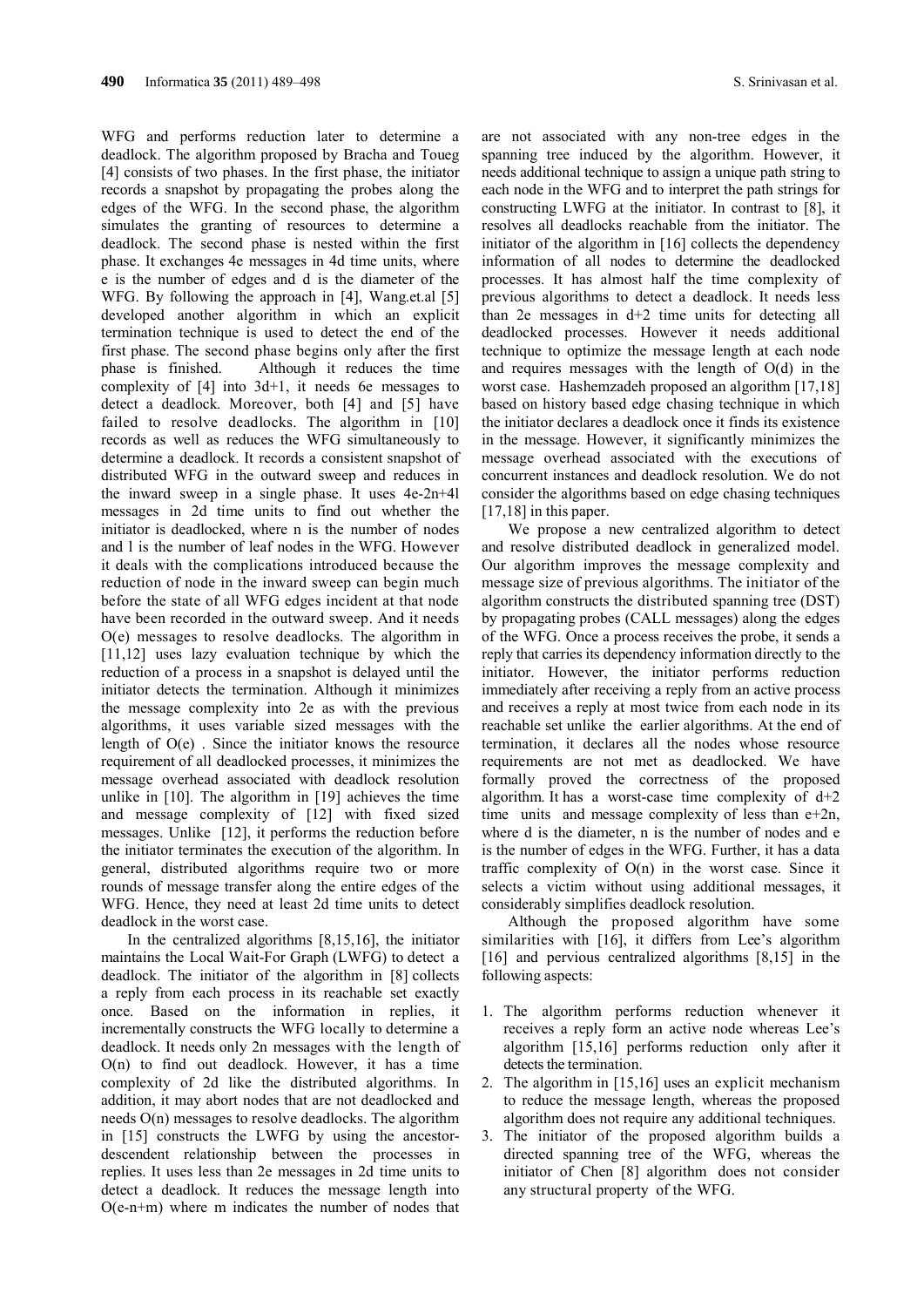WFG and performs reduction later to determine a deadlock. The algorithm proposed by Bracha and Toueg [4] consists of two phases. In the first phase, the initiator records a snapshot by propagating the probes along the edges of the WFG. In the second phase, the algorithm simulates the granting of resources to determine a deadlock. The second phase is nested within the first phase. It exchanges 4e messages in 4d time units, where e is the number of edges and d is the diameter of the WFG. By following the approach in [4], Wang.et.al [5] developed another algorithm in which an explicit termination technique is used to detect the end of the first phase. The second phase begins only after the first phase is finished. Although it reduces the time complexity of [4] into 3d+1, it needs 6e messages to detect a deadlock. Moreover, both [4] and [5] have failed to resolve deadlocks. The algorithm in [10] records as well as reduces the WFG simultaneously to determine a deadlock. It records a consistent snapshot of distributed WFG in the outward sweep and reduces in the inward sweep in a single phase. It uses 4e-2n+4l messages in 2d time units to find out whether the initiator is deadlocked, where n is the number of nodes and l is the number of leaf nodes in the WFG. However it deals with the complications introduced because the reduction of node in the inward sweep can begin much before the state of all WFG edges incident at that node have been recorded in the outward sweep. And it needs O(e) messages to resolve deadlocks. The algorithm in [11,12] uses lazy evaluation technique by which the reduction of a process in a snapshot is delayed until the initiator detects the termination. Although it minimizes the message complexity into 2e as with the previous algorithms, it uses variable sized messages with the length of O(e) . Since the initiator knows the resource requirement of all deadlocked processes, it minimizes the message overhead associated with deadlock resolution unlike in [10]. The algorithm in [19] achieves the time and message complexity of [12] with fixed sized messages. Unlike [12], it performs the reduction before the initiator terminates the execution of the algorithm. In general, distributed algorithms require two or more rounds of message transfer along the entire edges of the WFG. Hence, they need at least 2d time units to detect deadlock in the worst case.

In the centralized algorithms [8,15,16], the initiator maintains the Local Wait-For Graph (LWFG) to detect a deadlock. The initiator of the algorithm in [8] collects a reply from each process in its reachable set exactly once. Based on the information in replies, it incrementally constructs the WFG locally to determine a deadlock. It needs only 2n messages with the length of O(n) to find out deadlock. However, it has a time complexity of 2d like the distributed algorithms. In addition, it may abort nodes that are not deadlocked and needs O(n) messages to resolve deadlocks. The algorithm in [15] constructs the LWFG by using the ancestor-descendent relationship between the processes in replies. It uses less than 2e messages in 2d time units to detect a deadlock. It reduces the message length into O(e-n+m) where m indicates the number of nodes that are not associated with any non-tree edges in the spanning tree induced by the algorithm. However, it needs additional technique to assign a unique path string to each node in the WFG and to interpret the path strings for constructing LWFG at the initiator. In contrast to [8], it resolves all deadlocks reachable from the initiator. The initiator of the algorithm in [16] collects the dependency information of all nodes to determine the deadlocked processes. It has almost half the time complexity of previous algorithms to detect a deadlock. It needs less than 2e messages in d+2 time units for detecting all deadlocked processes. However it needs additional technique to optimize the message length at each node and requires messages with the length of O(d) in the worst case. Hashemzadeh proposed an algorithm [17,18] based on history based edge chasing technique in which the initiator declares a deadlock once it finds its existence in the message. However, it significantly minimizes the message overhead associated with the executions of concurrent instances and deadlock resolution. We do not consider the algorithms based on edge chasing techniques [17,18] in this paper.

We propose a new centralized algorithm to detect and resolve distributed deadlock in generalized model. Our algorithm improves the message complexity and message size of previous algorithms. The initiator of the algorithm constructs the distributed spanning tree (DST) by propagating probes (CALL messages) along the edges of the WFG. Once a process receives the probe, it sends a reply that carries its dependency information directly to the initiator. However, the initiator performs reduction immediately after receiving a reply from an active process and receives a reply at most twice from each node in its reachable set unlike the earlier algorithms. At the end of termination, it declares all the nodes whose resource requirements are not met as deadlocked. We have formally proved the correctness of the proposed algorithm. It has a worst-case time complexity of d+2 time units and message complexity of less than e+2n, where d is the diameter, n is the number of nodes and e is the number of edges in the WFG. Further, it has a data traffic complexity of O(n) in the worst case. Since it selects a victim without using additional messages, it considerably simplifies deadlock resolution.

Although the proposed algorithm have some similarities with [16], it differs from Lee's algorithm [16] and previous centralized algorithms [8,15] in the following aspects:

1. The algorithm performs reduction whenever it receives a reply form an active node whereas Lee's algorithm [15,16] performs reduction only after it detects the termination.
2. The algorithm in [15,16] uses an explicit mechanism to reduce the message length, whereas the proposed algorithm does not require any additional techniques.
3. The initiator of the proposed algorithm builds a directed spanning tree of the WFG, whereas the initiator of Chen [8] algorithm does not consider any structural property of the WFG.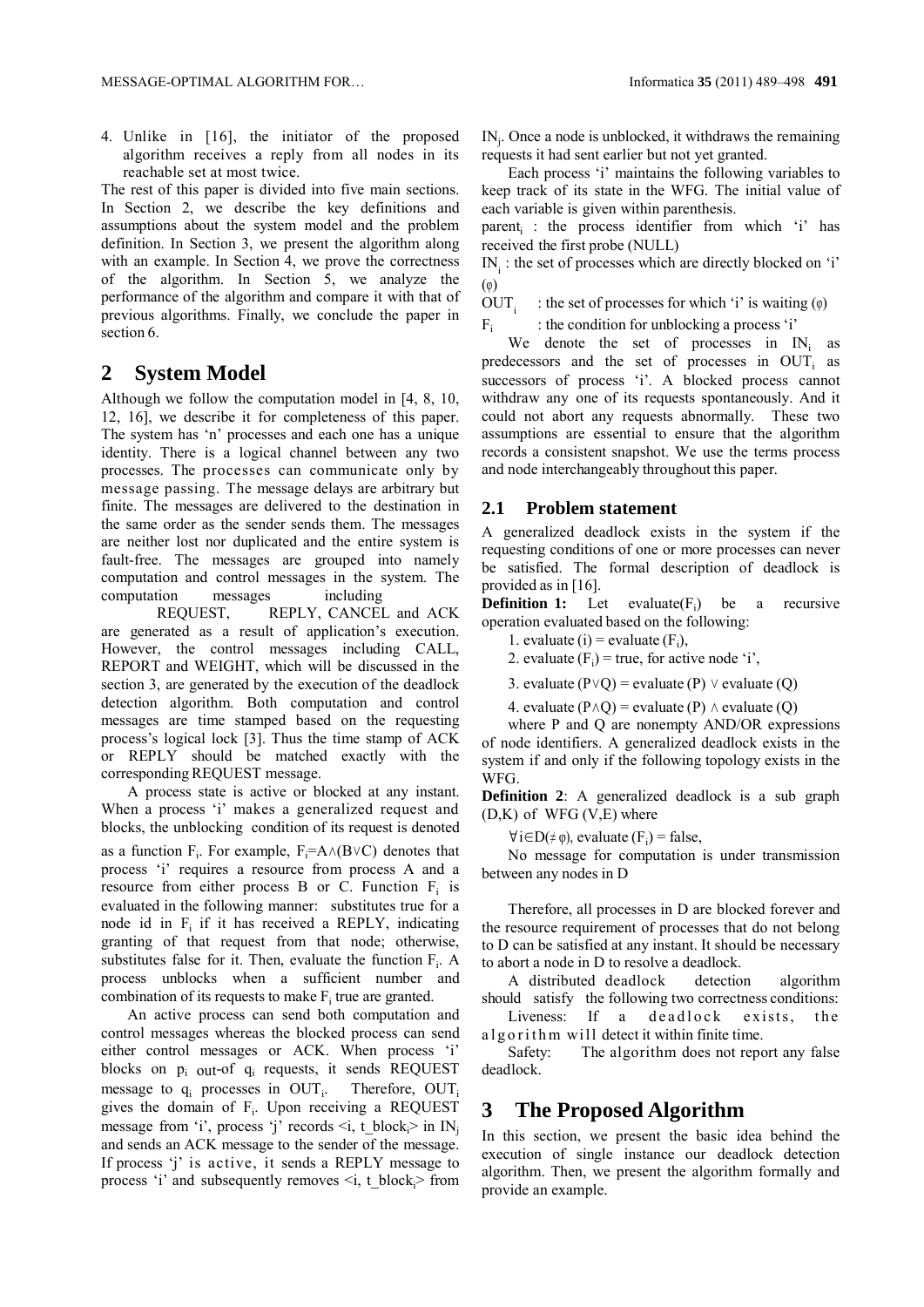4. Unlike in [16], the initiator of the proposed algorithm receives a reply from all nodes in its reachable set at most twice.

The rest of this paper is divided into five main sections. In Section 2, we describe the key definitions and assumptions about the system model and the problem definition. In Section 3, we present the algorithm along with an example. In Section 4, we prove the correctness of the algorithm. In Section 5, we analyze the performance of the algorithm and compare it with that of previous algorithms. Finally, we conclude the paper in section 6.

## 2 System Model

Although we follow the computation model in [4, 8, 10, 12, 16], we describe it for completeness of this paper. The system has 'n' processes and each one has a unique identity. There is a logical channel between any two processes. The processes can communicate only by message passing. The message delays are arbitrary but finite. The messages are delivered to the destination in the same order as the sender sends them. The messages are neither lost nor duplicated and the entire system is fault-free. The messages are grouped into namely computation and control messages in the system. The computation messages including REQUEST, REPLY, CANCEL and ACK are generated as a result of application's execution. However, the control messages including CALL, REPORT and WEIGHT, which will be discussed in the section 3, are generated by the execution of the deadlock detection algorithm. Both computation and control messages are time stamped based on the requesting process's logical lock [3]. Thus the time stamp of ACK or REPLY should be matched exactly with the corresponding REQUEST message.

A process state is active or blocked at any instant. When a process 'i' makes a generalized request and blocks, the unblocking condition of its request is denoted as a function $F_i$. For example, $F_i = A \wedge (B \vee C)$ denotes that process 'i' requires a resource from process A and a resource from either process B or C. Function $F_i$ is evaluated in the following manner: substitutes true for a node id in $F_i$ if it has received a REPLY, indicating granting of that request from that node; otherwise, substitutes false for it. Then, evaluate the function $F_i$. A process unblocks when a sufficient number and combination of its requests to make $F_i$ true are granted.

An active process can send both computation and control messages whereas the blocked process can send either control messages or ACK. When process 'i' blocks on $p_i$ out-of $q_i$ requests, it sends REQUEST message to $q_i$ processes in $OUT_i$. Therefore, $OUT_i$ gives the domain of $F_i$. Upon receiving a REQUEST message from 'i', process 'j' records <i, t_block$_i$> in $IN_j$ and sends an ACK message to the sender of the message. If process 'j' is active, it sends a REPLY message to process 'i' and subsequently removes <i, t_block$_i$> from $IN_j$. Once a node is unblocked, it withdraws the remaining requests it had sent earlier but not yet granted.

Each process 'i' maintains the following variables to keep track of its state in the WFG. The initial value of each variable is given within parenthesis.

$parent_i$ : the process identifier from which 'i' has received the first probe (NULL)

$IN_i$ : the set of processes which are directly blocked on 'i' ($\varphi$)

$OUT_i$ : the set of processes for which 'i' is waiting ($\varphi$)

$F_i$ : the condition for unblocking a process 'i'

We denote the set of processes in $IN_i$ as predecessors and the set of processes in $OUT_i$ as successors of process 'i'. A blocked process cannot withdraw any one of its requests spontaneously. And it could not abort any requests abnormally. These two assumptions are essential to ensure that the algorithm records a consistent snapshot. We use the terms process and node interchangeably throughout this paper.

### 2.1 Problem statement

A generalized deadlock exists in the system if the requesting conditions of one or more processes can never be satisfied. The formal description of deadlock is provided as in [16].

**Definition 1:** Let evaluate($F_i$) be a recursive operation evaluated based on the following:

1. evaluate (i) = evaluate ($F_i$),
2. evaluate ($F_i$) = true, for active node 'i',
3. evaluate ($P \vee Q$) = evaluate (P) $\vee$ evaluate (Q)
4. evaluate ($P \wedge Q$) = evaluate (P) $\wedge$ evaluate (Q)

where P and Q are nonempty AND/OR expressions of node identifiers. A generalized deadlock exists in the system if and only if the following topology exists in the WFG.

**Definition 2**: A generalized deadlock is a sub graph (D,K) of WFG (V,E) where

$\forall i \in D (\neq \varphi)$, evaluate ($F_i$) = false,

No message for computation is under transmission between any nodes in D

Therefore, all processes in D are blocked forever and the resource requirement of processes that do not belong to D can be satisfied at any instant. It should be necessary to abort a node in D to resolve a deadlock.

A distributed deadlock detection algorithm should satisfy the following two correctness conditions:

Liveness: If a deadlock exists, the algorithm will detect it within finite time.

Safety: The algorithm does not report any false deadlock.

## 3 The Proposed Algorithm

In this section, we present the basic idea behind the execution of single instance our deadlock detection algorithm. Then, we present the algorithm formally and provide an example.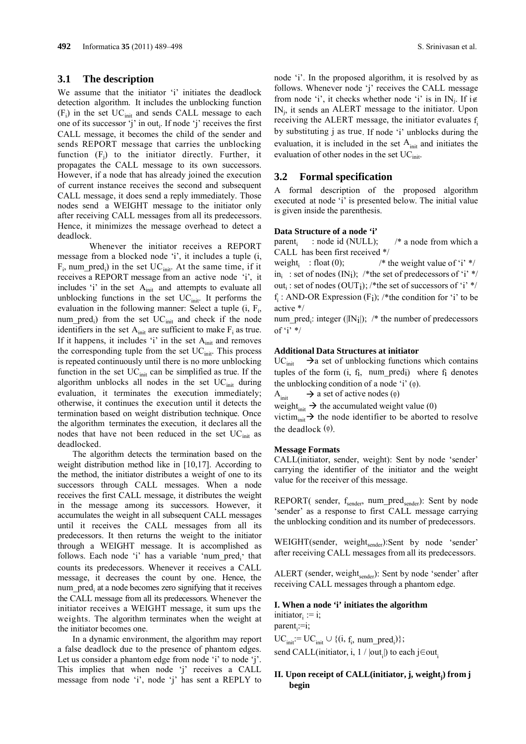## 3.1 The description

We assume that the initiator 'i' initiates the deadlock detection algorithm. It includes the unblocking function ($F_i$) in the set $UC_{init}$ and sends CALL message to each one of its successor 'j' in $out_i$. If node 'j' receives the first CALL message, it becomes the child of the sender and sends REPORT message that carries the unblocking function ($F_j$) to the initiator directly. Further, it propagates the CALL message to its own successors. However, if a node that has already joined the execution of current instance receives the second and subsequent CALL message, it does send a reply immediately. Those nodes send a WEIGHT message to the initiator only after receiving CALL messages from all its predecessors. Hence, it minimizes the message overhead to detect a deadlock.

Whenever the initiator receives a REPORT message from a blocked node 'i', it includes a tuple (i, $F_i$, $num\_pred_i$) in the set $UC_{init}$. At the same time, if it receives a REPORT message from an active node 'i', it includes 'i' in the set $A_{init}$ and attempts to evaluate all unblocking functions in the set $UC_{init}$. It performs the evaluation in the following manner: Select a tuple (i, $F_i$, $num\_pred_i$) from the set $UC_{init}$ and check if the node identifiers in the set $A_{init}$ are sufficient to make $F_i$ as true. If it happens, it includes 'i' in the set $A_{init}$ and removes the corresponding tuple from the set $UC_{init}$. This process is repeated continuously until there is no more unblocking function in the set $UC_{init}$ can be simplified as true. If the algorithm unblocks all nodes in the set $UC_{init}$ during evaluation, it terminates the execution immediately; otherwise, it continues the execution until it detects the termination based on weight distribution technique. Once the algorithm terminates the execution, it declares all the nodes that have not been reduced in the set $UC_{init}$ as deadlocked.

The algorithm detects the termination based on the weight distribution method like in [10,17]. According to the method, the initiator distributes a weight of one to its successors through CALL messages. When a node receives the first CALL message, it distributes the weight in the message among its successors. However, it accumulates the weight in all subsequent CALL messages until it receives the CALL messages from all its predecessors. It then returns the weight to the initiator through a WEIGHT message. It is accomplished as follows. Each node 'i' has a variable '$num\_pred_i$' that counts its predecessors. Whenever it receives a CALL message, it decreases the count by one. Hence, the $num\_pred_i$ at a node becomes zero signifying that it receives the CALL message from all its predecessors. Whenever the initiator receives a WEIGHT message, it sum ups the weights. The algorithm terminates when the weight at the initiator becomes one.

In a dynamic environment, the algorithm may report a false deadlock due to the presence of phantom edges. Let us consider a phantom edge from node 'i' to node 'j'. This implies that when node 'j' receives a CALL message from node 'i', node 'j' has sent a REPLY to node 'i'. In the proposed algorithm, it is resolved by as follows. Whenever node 'j' receives the CALL message from node 'i', it checks whether node 'i' is in $IN_j$. If $i \notin IN_j$, it sends an ALERT message to the initiator. Upon receiving the ALERT message, the initiator evaluates $f_i$ by substituting j as true. If node 'i' unblocks during the evaluation, it is included in the set $A_{init}$ and initiates the evaluation of other nodes in the set $UC_{init}$.

## 3.2 Formal specification

A formal description of the proposed algorithm executed at node 'i' is presented below. The initial value is given inside the parenthesis.

**Data Structure of a node 'i'**

$parent_i$ : node id (NULL); /* a node from which a CALL has been first received */

$weight_i$ : float (0); /* the weight value of 'i' */

$in_i$ : set of nodes ($IN_i$); /*the set of predecessors of 'i' */

$out_i$ : set of nodes ($OUT_i$); /*the set of successors of 'i' */

$f_i$ : AND-OR Expression ($F_i$); /*the condition for 'i' to be active */

$num\_pred_i$: integer ($|IN_i|$); /* the number of predecessors of 'i' */

**Additional Data Structures at initiator**

$UC_{init}$ → a set of unblocking functions which contains tuples of the form (i, $f_i$, $num\_pred_i$) where $f_i$ denotes the unblocking condition of a node 'i' (φ).

$A_{init}$ → a set of active nodes (φ)

$weight_{init}$ → the accumulated weight value (0)

$victim_{init}$ → the node identifier to be aborted to resolve the deadlock (φ).

**Message Formats**

CALL(initiator, sender, weight): Sent by node 'sender' carrying the identifier of the initiator and the weight value for the receiver of this message.

REPORT( sender, $f_{sender}$, $num\_pred_{sender}$): Sent by node 'sender' as a response to first CALL message carrying the unblocking condition and its number of predecessors.

WEIGHT(sender, $weight_{sender}$):Sent by node 'sender' after receiving CALL messages from all its predecessors.

ALERT (sender, $weight_{sender}$): Sent by node 'sender' after receiving CALL messages through a phantom edge.

**I. When a node 'i' initiates the algorithm**

$initiator_i := i$;

$parent_i := i$;

$UC_{init} := UC_{init} \cup \{(i, f_i, num\_pred_i)\}$;

send CALL(initiator, i, $1 / |out_i|$) to each $j \in out_i$

**II. Upon receipt of CALL(initiator, j, $weight_j$) from j begin**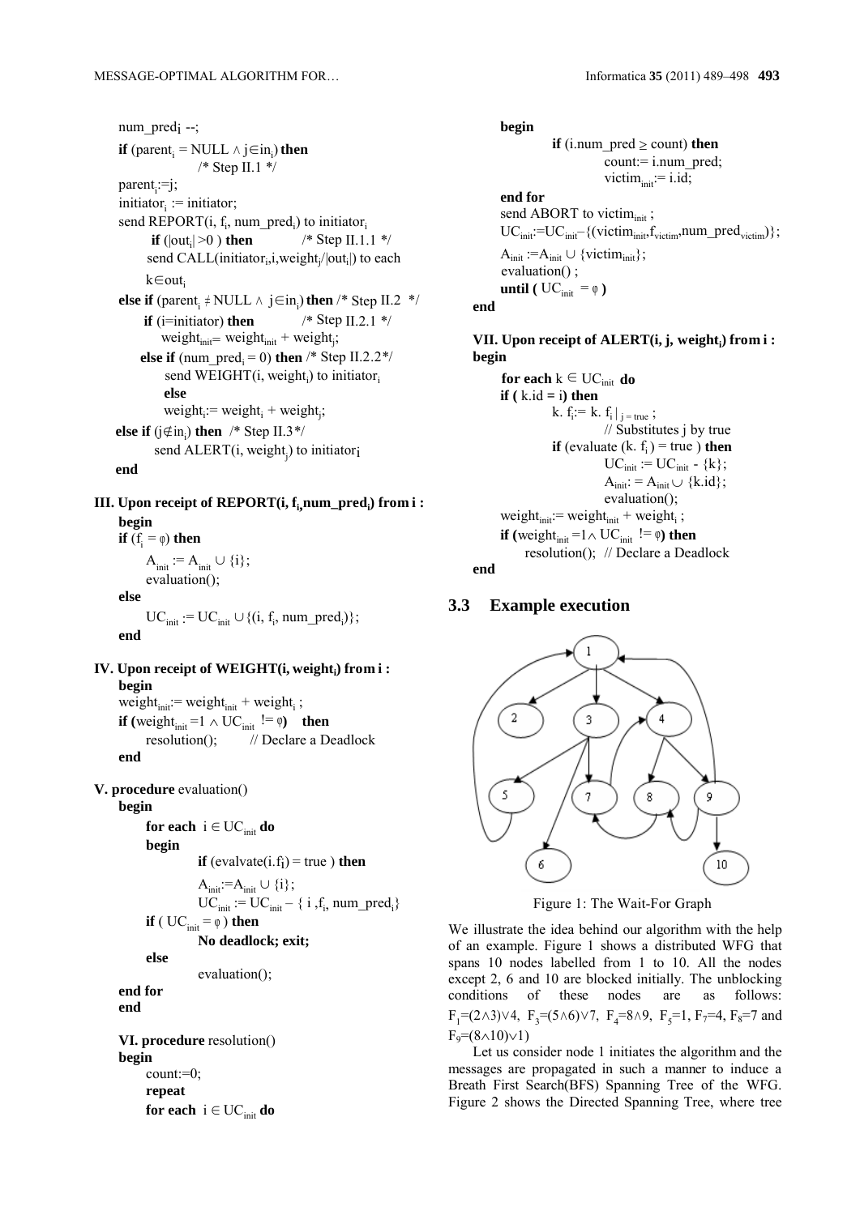```
    num_pred_i --;
    if (parent_i = NULL ∧ j∈in_i) then
                /* Step II.1 */
    parent_i:=j;
    initiator_i := initiator;
    send REPORT(i, f_i, num_pred_i) to initiator_i
        if (|out_i| >0 ) then          /* Step II.1.1 */
        send CALL(initiator_i,i,weight_j/|out_i|) to each
        k∈out_i
    else if (parent_i ≠ NULL ∧ j∈in_i) then /* Step II.2 */
        if (i=initiator) then          /* Step II.2.1 */
            weight_init= weight_init + weight_j;
        else if (num_pred_i = 0) then /* Step II.2.2*/
            send WEIGHT(i, weight_i) to initiator_i
            else
            weight_i:= weight_i + weight_j;
    else if (j∉in_i) then  /* Step II.3*/
        send ALERT(i, weight_j) to initiator_i
    end
```

**III. Upon receipt of REPORT(i, $f_i$, $num\_pred_i$) from i :**

```
    begin
    if (f_i = φ) then
        A_init := A_init ∪ {i};
        evaluation();
    else
        UC_init := UC_init ∪{(i, f_i, num_pred_i)};
    end
```

**IV. Upon receipt of WEIGHT(i, $weight_i$) from i :**

```
    begin
    weight_init:= weight_init + weight_i ;
    if (weight_init =1 ∧ UC_init != φ)   then
        resolution();       // Declare a Deadlock
    end
```

**V. procedure** evaluation()

```
    begin
        for each  i ∈ UC_init do
        begin
            if (evalvate(i.f_i) = true ) then
            A_init:=A_init ∪ {i};
            UC_init := UC_init – { i ,f_i, num_pred_i}
        if ( UC_init = φ ) then
            No deadlock; exit;
        else
            evaluation();
    end for
    end
```

**VI. procedure** resolution()

```
    begin
        count:=0;
        repeat
        for each  i ∈ UC_init do
        begin
            if (i.num_pred ≥ count) then
                count:= i.num_pred;
                victim_init:= i.id;
        end for
        send ABORT to victim_init ;
        UC_init:=UC_init–{(victim_init,f_victim,num_pred_victim)};
        A_init :=A_init ∪ {victim_init};
        evaluation() ;
        until ( UC_init  = φ )
    end
```

**VII. Upon receipt of ALERT(i, j, $weight_j$) from i :**

```
begin
    for each k ∈ UC_init  do
    if ( k.id = i) then
            k. f_i:= k. f_i |j = true ;
                // Substitutes j by true
            if (evaluate (k. f_i ) = true ) then
                UC_init := UC_init - {k};
                A_init: = A_init ∪ {k.id};
                evaluation();
    weight_init:= weight_init + weight_i ;
    if (weight_init =1∧ UC_init  != φ) then
        resolution();  // Declare a Deadlock
end
```

### 3.3 Example execution

Figure 1: The Wait-For Graph

We illustrate the idea behind our algorithm with the help of an example. Figure 1 shows a distributed WFG that spans 10 nodes labelled from 1 to 10. All the nodes except 2, 6 and 10 are blocked initially. The unblocking conditions of these nodes are as follows: $F_1=(2\wedge3)\vee4$, $F_3=(5\wedge6)\vee7$, $F_4=8\wedge9$, $F_5=1$, $F_7=4$, $F_8=7$ and $F_9=(8\wedge10)\vee1)$

Let us consider node 1 initiates the algorithm and the messages are propagated in such a manner to induce a Breath First Search(BFS) Spanning Tree of the WFG. Figure 2 shows the Directed Spanning Tree, where tree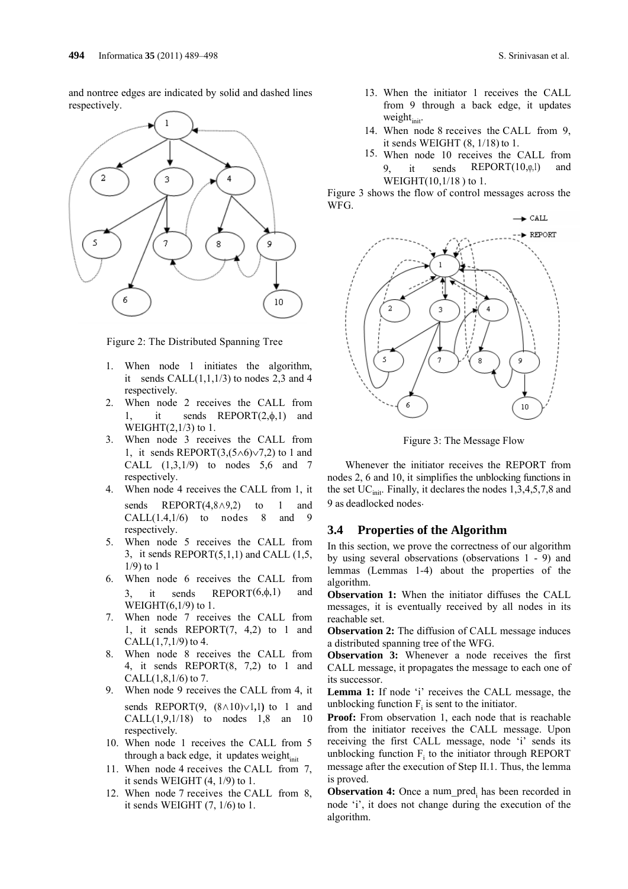and nontree edges are indicated by solid and dashed lines respectively.

Figure 2: The Distributed Spanning Tree

1. When node 1 initiates the algorithm, it sends CALL(1,1,1/3) to nodes 2,3 and 4 respectively.
2. When node 2 receives the CALL from 1, it sends REPORT(2,ϕ,1) and WEIGHT(2,1/3) to 1.
3. When node 3 receives the CALL from 1, it sends REPORT(3,(5∧6)∨7,2) to 1 and CALL (1,3,1/9) to nodes 5,6 and 7 respectively.
4. When node 4 receives the CALL from 1, it sends REPORT(4,8∧9,2) to 1 and CALL(1.4,1/6) to nodes 8 and 9 respectively.
5. When node 5 receives the CALL from 3, it sends REPORT(5,1,1) and CALL (1,5, 1/9) to 1
6. When node 6 receives the CALL from 3, it sends REPORT(6,ϕ,1) and WEIGHT(6,1/9) to 1.
7. When node 7 receives the CALL from 1, it sends REPORT(7, 4,2) to 1 and CALL(1,7,1/9) to 4.
8. When node 8 receives the CALL from 4, it sends REPORT(8, 7,2) to 1 and CALL(1,8,1/6) to 7.
9. When node 9 receives the CALL from 4, it sends REPORT(9, (8∧10)∨1,1) to 1 and CALL(1,9,1/18) to nodes 1,8 an 10 respectively.
10. When node 1 receives the CALL from 5 through a back edge, it updates $weight_{init}$
11. When node 4 receives the CALL from 7, it sends WEIGHT (4, 1/9) to 1.
12. When node 7 receives the CALL from 8, it sends WEIGHT (7, 1/6) to 1.
13. When the initiator 1 receives the CALL from 9 through a back edge, it updates $weight_{init}$.
14. When node 8 receives the CALL from 9, it sends WEIGHT (8, 1/18) to 1.
15. When node 10 receives the CALL from 9, it sends REPORT(10,φ,1) and WEIGHT(10,1/18 ) to 1.

Figure 3 shows the flow of control messages across the WFG.

Figure 3: The Message Flow

Whenever the initiator receives the REPORT from nodes 2, 6 and 10, it simplifies the unblocking functions in the set $UC_{init}$. Finally, it declares the nodes 1,3,4,5,7,8 and 9 as deadlocked nodes.

### 3.4 Properties of the Algorithm

In this section, we prove the correctness of our algorithm by using several observations (observations 1 - 9) and lemmas (Lemmas 1-4) about the properties of the algorithm.

**Observation 1:** When the initiator diffuses the CALL messages, it is eventually received by all nodes in its reachable set.

**Observation 2:** The diffusion of CALL message induces a distributed spanning tree of the WFG.

**Observation 3:** Whenever a node receives the first CALL message, it propagates the message to each one of its successor.

**Lemma 1:** If node 'i' receives the CALL message, the unblocking function $F_i$ is sent to the initiator.

**Proof:** From observation 1, each node that is reachable from the initiator receives the CALL message. Upon receiving the first CALL message, node 'i' sends its unblocking function $F_i$ to the initiator through REPORT message after the execution of Step II.1. Thus, the lemma is proved.

**Observation 4:** Once a $num\_pred_i$ has been recorded in node 'i', it does not change during the execution of the algorithm.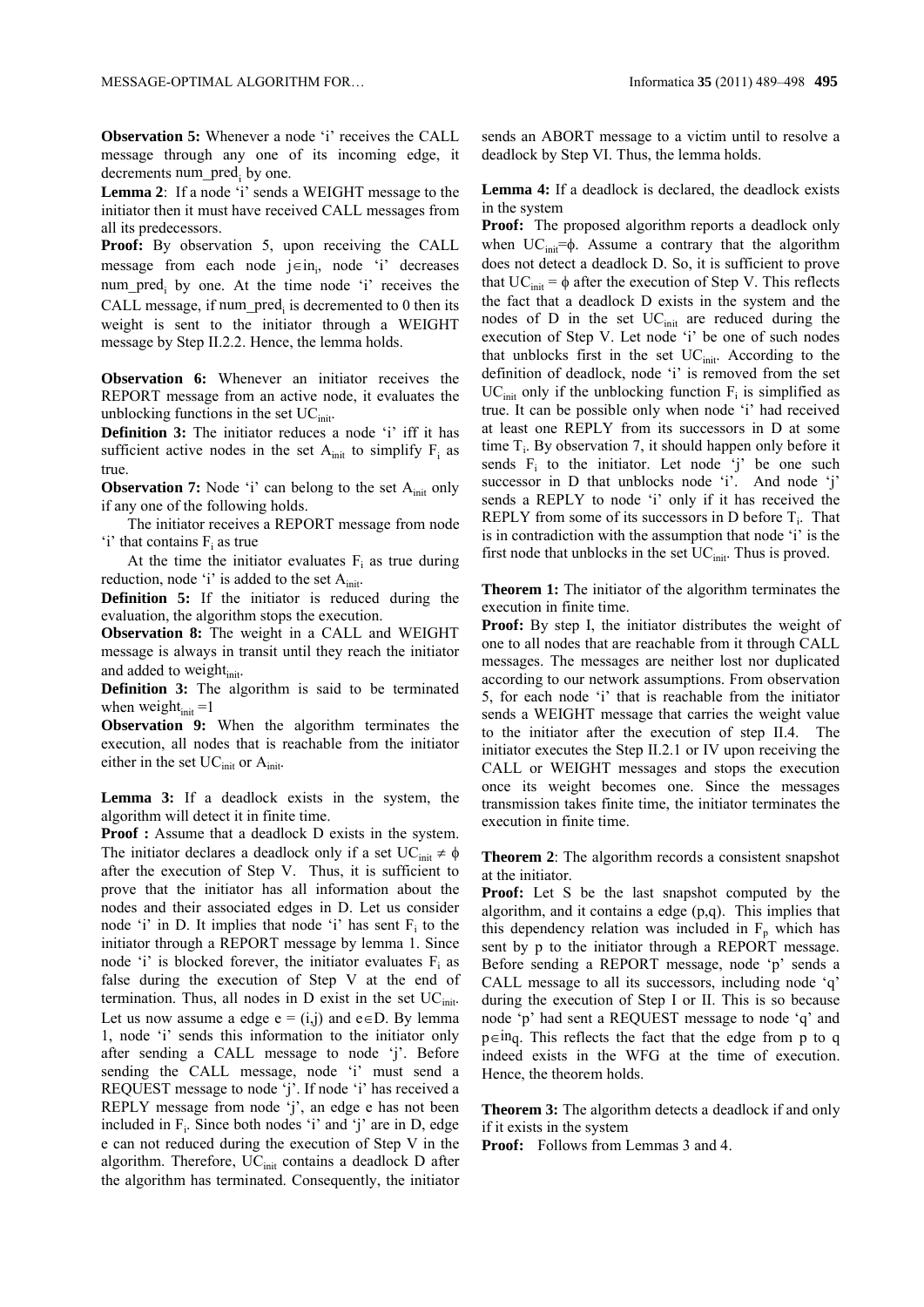**Observation 5:** Whenever a node 'i' receives the CALL message through any one of its incoming edge, it decrements $num\_pred_i$ by one.

**Lemma 2**: If a node 'i' sends a WEIGHT message to the initiator then it must have received CALL messages from all its predecessors.

**Proof:** By observation 5, upon receiving the CALL message from each node $j \in in_i$, node 'i' decreases $num\_pred_i$ by one. At the time node 'i' receives the CALL message, if $num\_pred_i$ is decremented to 0 then its weight is sent to the initiator through a WEIGHT message by Step II.2.2. Hence, the lemma holds.

**Observation 6:** Whenever an initiator receives the REPORT message from an active node, it evaluates the unblocking functions in the set $UC_{init}$.

**Definition 3:** The initiator reduces a node 'i' iff it has sufficient active nodes in the set $A_{init}$ to simplify $F_i$ as true.

**Observation 7:** Node 'i' can belong to the set $A_{init}$ only if any one of the following holds.

The initiator receives a REPORT message from node 'i' that contains $F_i$ as true

At the time the initiator evaluates $F_i$ as true during reduction, node 'i' is added to the set $A_{init}$.

**Definition 5:** If the initiator is reduced during the evaluation, the algorithm stops the execution.

**Observation 8:** The weight in a CALL and WEIGHT message is always in transit until they reach the initiator and added to $weight_{init}$.

**Definition 3:** The algorithm is said to be terminated when $weight_{init} = 1$

**Observation 9:** When the algorithm terminates the execution, all nodes that is reachable from the initiator either in the set $UC_{init}$ or $A_{init}$.

**Lemma 3:** If a deadlock exists in the system, the algorithm will detect it in finite time.

**Proof :** Assume that a deadlock D exists in the system. The initiator declares a deadlock only if a set $UC_{init} \neq \phi$ after the execution of Step V. Thus, it is sufficient to prove that the initiator has all information about the nodes and their associated edges in D. Let us consider node 'i' in D. It implies that node 'i' has sent $F_i$ to the initiator through a REPORT message by lemma 1. Since node 'i' is blocked forever, the initiator evaluates $F_i$ as false during the execution of Step V at the end of termination. Thus, all nodes in D exist in the set $UC_{init}$. Let us now assume a edge $e = (i,j)$ and $e \in D$. By lemma 1, node 'i' sends this information to the initiator only after sending a CALL message to node 'j'. Before sending the CALL message, node 'i' must send a REQUEST message to node 'j'. If node 'i' has received a REPLY message from node 'j', an edge e has not been included in $F_i$. Since both nodes 'i' and 'j' are in D, edge e can not reduced during the execution of Step V in the algorithm. Therefore, $UC_{init}$ contains a deadlock D after the algorithm has terminated. Consequently, the initiator sends an ABORT message to a victim until to resolve a deadlock by Step VI. Thus, the lemma holds.

**Lemma 4:** If a deadlock is declared, the deadlock exists in the system

**Proof:** The proposed algorithm reports a deadlock only when $UC_{init} = \phi$. Assume a contrary that the algorithm does not detect a deadlock D. So, it is sufficient to prove that $UC_{init} = \phi$ after the execution of Step V. This reflects the fact that a deadlock D exists in the system and the nodes of D in the set $UC_{init}$ are reduced during the execution of Step V. Let node 'i' be one of such nodes that unblocks first in the set $UC_{init}$. According to the definition of deadlock, node 'i' is removed from the set $UC_{init}$ only if the unblocking function $F_i$ is simplified as true. It can be possible only when node 'i' had received at least one REPLY from its successors in D at some time $T_i$. By observation 7, it should happen only before it sends $F_i$ to the initiator. Let node 'j' be one such successor in D that unblocks node 'i'. And node 'j' sends a REPLY to node 'i' only if it has received the REPLY from some of its successors in D before $T_i$. That is in contradiction with the assumption that node 'i' is the first node that unblocks in the set $UC_{init}$. Thus is proved.

**Theorem 1:** The initiator of the algorithm terminates the execution in finite time.

**Proof:** By step I, the initiator distributes the weight of one to all nodes that are reachable from it through CALL messages. The messages are neither lost nor duplicated according to our network assumptions. From observation 5, for each node 'i' that is reachable from the initiator sends a WEIGHT message that carries the weight value to the initiator after the execution of step II.4. The initiator executes the Step II.2.1 or IV upon receiving the CALL or WEIGHT messages and stops the execution once its weight becomes one. Since the messages transmission takes finite time, the initiator terminates the execution in finite time.

**Theorem 2**: The algorithm records a consistent snapshot at the initiator.

**Proof:** Let S be the last snapshot computed by the algorithm, and it contains a edge (p,q). This implies that this dependency relation was included in $F_p$ which has sent by p to the initiator through a REPORT message. Before sending a REPORT message, node 'p' sends a CALL message to all its successors, including node 'q' during the execution of Step I or II. This is so because node 'p' had sent a REQUEST message to node 'q' and $p \in in_q$. This reflects the fact that the edge from p to q indeed exists in the WFG at the time of execution. Hence, the theorem holds.

**Theorem 3:** The algorithm detects a deadlock if and only if it exists in the system

**Proof:** Follows from Lemmas 3 and 4.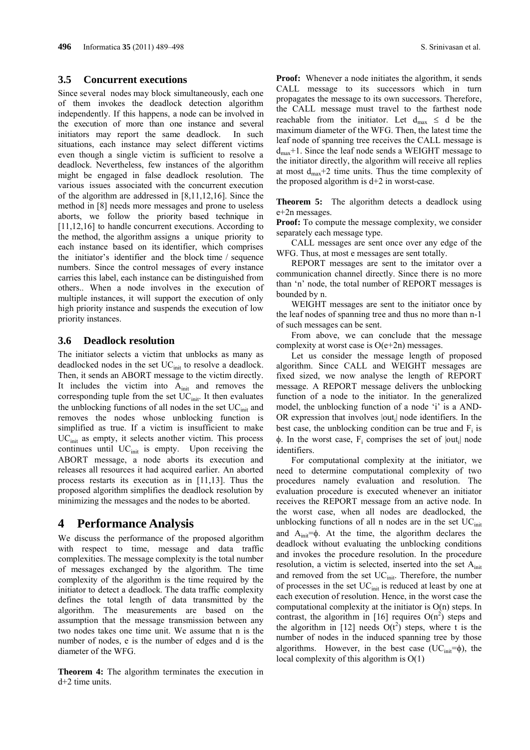### 3.5 Concurrent executions

Since several nodes may block simultaneously, each one of them invokes the deadlock detection algorithm independently. If this happens, a node can be involved in the execution of more than one instance and several initiators may report the same deadlock. In such situations, each instance may select different victims even though a single victim is sufficient to resolve a deadlock. Nevertheless, few instances of the algorithm might be engaged in false deadlock resolution. The various issues associated with the concurrent execution of the algorithm are addressed in [8,11,12,16]. Since the method in [8] needs more messages and prone to useless aborts, we follow the priority based technique in [11,12,16] to handle concurrent executions. According to the method, the algorithm assigns a unique priority to each instance based on its identifier, which comprises the initiator's identifier and the block time / sequence numbers. Since the control messages of every instance carries this label, each instance can be distinguished from others.. When a node involves in the execution of multiple instances, it will support the execution of only high priority instance and suspends the execution of low priority instances.

### 3.6 Deadlock resolution

The initiator selects a victim that unblocks as many as deadlocked nodes in the set $UC_{init}$ to resolve a deadlock. Then, it sends an ABORT message to the victim directly. It includes the victim into $A_{init}$ and removes the corresponding tuple from the set $UC_{init}$. It then evaluates the unblocking functions of all nodes in the set $UC_{init}$ and removes the nodes whose unblocking function is simplified as true. If a victim is insufficient to make $UC_{init}$ as empty, it selects another victim. This process continues until $UC_{init}$ is empty. Upon receiving the ABORT message, a node aborts its execution and releases all resources it had acquired earlier. An aborted process restarts its execution as in [11,13]. Thus the proposed algorithm simplifies the deadlock resolution by minimizing the messages and the nodes to be aborted.

## 4 Performance Analysis

We discuss the performance of the proposed algorithm with respect to time, message and data traffic complexities. The message complexity is the total number of messages exchanged by the algorithm. The time complexity of the algorithm is the time required by the initiator to detect a deadlock. The data traffic complexity defines the total length of data transmitted by the algorithm. The measurements are based on the assumption that the message transmission between any two nodes takes one time unit. We assume that n is the number of nodes, e is the number of edges and d is the diameter of the WFG.

**Theorem 4:** The algorithm terminates the execution in d+2 time units.

**Proof:** Whenever a node initiates the algorithm, it sends CALL message to its successors which in turn propagates the message to its own successors. Therefore, the CALL message must travel to the farthest node reachable from the initiator. Let $d_{max} \leq d$ be the maximum diameter of the WFG. Then, the latest time the leaf node of spanning tree receives the CALL message is $d_{max}+1$. Since the leaf node sends a WEIGHT message to the initiator directly, the algorithm will receive all replies at most $d_{max}+2$ time units. Thus the time complexity of the proposed algorithm is d+2 in worst-case.

**Theorem 5:** The algorithm detects a deadlock using e+2n messages.

**Proof:** To compute the message complexity, we consider separately each message type.

CALL messages are sent once over any edge of the WFG. Thus, at most e messages are sent totally.

REPORT messages are sent to the imitator over a communication channel directly. Since there is no more than 'n' node, the total number of REPORT messages is bounded by n.

WEIGHT messages are sent to the initiator once by the leaf nodes of spanning tree and thus no more than n-1 of such messages can be sent.

From above, we can conclude that the message complexity at worst case is O(e+2n) messages.

Let us consider the message length of proposed algorithm. Since CALL and WEIGHT messages are fixed sized, we now analyse the length of REPORT message. A REPORT message delivers the unblocking function of a node to the initiator. In the generalized model, the unblocking function of a node 'i' is a AND-OR expression that involves $|out_i|$ node identifiers. In the best case, the unblocking condition can be true and $F_i$ is $\phi$. In the worst case, $F_i$ comprises the set of $|out_i|$ node identifiers.

For computational complexity at the initiator, we need to determine computational complexity of two procedures namely evaluation and resolution. The evaluation procedure is executed whenever an initiator receives the REPORT message from an active node. In the worst case, when all nodes are deadlocked, the unblocking functions of all n nodes are in the set $UC_{init}$ and $A_{init}=\phi$. At the time, the algorithm declares the deadlock without evaluating the unblocking conditions and invokes the procedure resolution. In the procedure resolution, a victim is selected, inserted into the set $A_{init}$ and removed from the set $UC_{init}$. Therefore, the number of processes in the set $UC_{init}$ is reduced at least by one at each execution of resolution. Hence, in the worst case the computational complexity at the initiator is O(n) steps. In contrast, the algorithm in [16] requires $O(n^2)$ steps and the algorithm in [12] needs $O(t^2)$ steps, where t is the number of nodes in the induced spanning tree by those algorithms. However, in the best case ($UC_{init}=\phi$), the local complexity of this algorithm is O(1)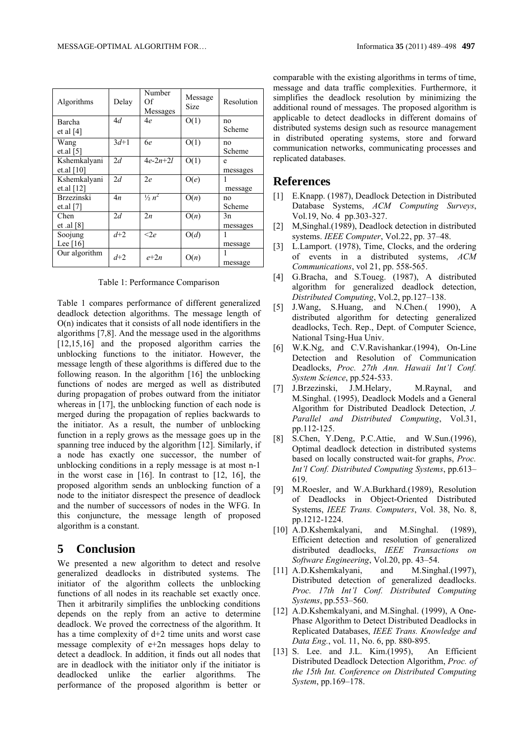| Algorithms | Delay | Number Of Messages | Message Size | Resolution |
|---|---|---|---|---|
| Barcha et al [4] | 4*d* | 4*e* | O(1) | no Scheme |
| Wang et.al [5] | 3*d*+1 | 6*e* | O(1) | no Scheme |
| Kshemkalyani et.al [10] | 2*d* | 4*e*-2*n*+2*l* | O(1) | e messages |
| Kshemkalyani et.al [12] | 2*d* | 2*e* | O(*e*) | 1 message |
| Brzezinski et.al [7] | 4*n* | $\frac{1}{2} n^2$ | O(*n*) | no Scheme |
| Chen et .al [8] | 2*d* | 2*n* | O(*n*) | 3n messages |
| Soojung Lee [16] | *d*+2 | <2*e* | O(*d*) | 1 message |
| Our algorithm | *d*+2 | *e*+2*n* | O(*n*) | 1 message |

Table 1: Performance Comparison

Table 1 compares performance of different generalized deadlock detection algorithms. The message length of O(n) indicates that it consists of all node identifiers in the algorithms [7,8]. And the message used in the algorithms [12,15,16] and the proposed algorithm carries the unblocking functions to the initiator. However, the message length of these algorithms is differed due to the following reason. In the algorithm [16] the unblocking functions of nodes are merged as well as distributed during propagation of probes outward from the initiator whereas in [17], the unblocking function of each node is merged during the propagation of replies backwards to the initiator. As a result, the number of unblocking function in a reply grows as the message goes up in the spanning tree induced by the algorithm [12]. Similarly, if a node has exactly one successor, the number of unblocking conditions in a reply message is at most n-1 in the worst case in [16]. In contrast to [12, 16], the proposed algorithm sends an unblocking function of a node to the initiator disrespect the presence of deadlock and the number of successors of nodes in the WFG. In this conjuncture, the message length of proposed algorithm is a constant.

## 5 Conclusion

We presented a new algorithm to detect and resolve generalized deadlocks in distributed systems. The initiator of the algorithm collects the unblocking functions of all nodes in its reachable set exactly once. Then it arbitrarily simplifies the unblocking conditions depends on the reply from an active to determine deadlock. We proved the correctness of the algorithm. It has a time complexity of d+2 time units and worst case message complexity of e+2n messages hops delay to detect a deadlock. In addition, it finds out all nodes that are in deadlock with the initiator only if the initiator is deadlocked unlike the earlier algorithms. The performance of the proposed algorithm is better or comparable with the existing algorithms in terms of time, message and data traffic complexities. Furthermore, it simplifies the deadlock resolution by minimizing the additional round of messages. The proposed algorithm is applicable to detect deadlocks in different domains of distributed systems design such as resource management in distributed operating systems, store and forward communication networks, communicating processes and replicated databases.

## References

[1] E.Knapp. (1987), Deadlock Detection in Distributed Database Systems, *ACM Computing Surveys*, Vol.19, No. 4 pp.303-327.

[2] M,Singhal.(1989), Deadlock detection in distributed systems. *IEEE Computer*, Vol.22, pp. 37–48.

[3] L.Lamport. (1978), Time, Clocks, and the ordering of events in a distributed systems, *ACM Communications*, vol 21, pp. 558-565.

[4] G.Bracha, and S.Toueg. (1987), A distributed algorithm for generalized deadlock detection, *Distributed Computing*, Vol.2, pp.127–138.

[5] J.Wang, S.Huang, and N.Chen.( 1990), A distributed algorithm for detecting generalized deadlocks, Tech. Rep., Dept. of Computer Science, National Tsing-Hua Univ.

[6] W.K.Ng, and C.V.Ravishankar.(1994), On-Line Detection and Resolution of Communication Deadlocks, *Proc. 27th Ann. Hawaii Int'l Conf. System Science*, pp.524-533.

[7] J.Brzezinski, J.M.Helary, M.Raynal, and M.Singhal. (1995), Deadlock Models and a General Algorithm for Distributed Deadlock Detection, *J. Parallel and Distributed Computing*, Vol.31, pp.112-125.

[8] S.Chen, Y.Deng, P.C.Attie, and W.Sun.(1996), Optimal deadlock detection in distributed systems based on locally constructed wait-for graphs, *Proc. Int'l Conf. Distributed Computing Systems*, pp.613–619.

[9] M.Roesler, and W.A.Burkhard.(1989), Resolution of Deadlocks in Object-Oriented Distributed Systems, *IEEE Trans. Computers*, Vol. 38, No. 8, pp.1212-1224.

[10] A.D.Kshemkalyani, and M.Singhal. (1989), Efficient detection and resolution of generalized distributed deadlocks, *IEEE Transactions on Software Engineering*, Vol.20, pp. 43–54.

[11] A.D.Kshemkalyani, and M.Singhal.(1997), Distributed detection of generalized deadlocks. *Proc. 17th Int'l Conf. Distributed Computing Systems*, pp.553–560.

[12] A.D.Kshemkalyani, and M.Singhal. (1999), A One-Phase Algorithm to Detect Distributed Deadlocks in Replicated Databases, *IEEE Trans. Knowledge and Data Eng.*, vol. 11, No. 6, pp. 880-895.

[13] S. Lee. and J.L. Kim.(1995), An Efficient Distributed Deadlock Detection Algorithm, *Proc. of the 15th Int. Conference on Distributed Computing System*, pp.169–178.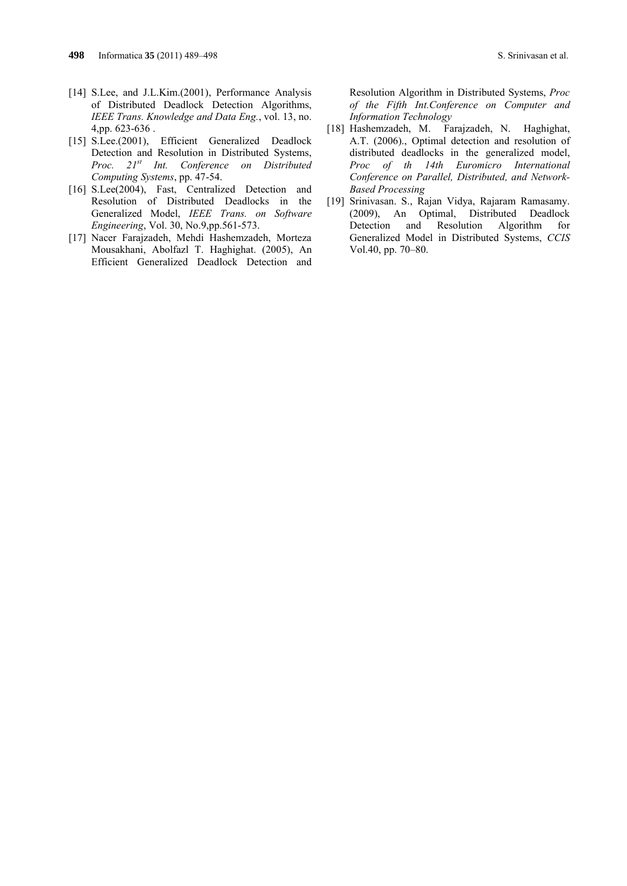[14] S.Lee, and J.L.Kim.(2001), Performance Analysis of Distributed Deadlock Detection Algorithms, *IEEE Trans. Knowledge and Data Eng.*, vol. 13, no. 4,pp. 623-636 .

[15] S.Lee.(2001), Efficient Generalized Deadlock Detection and Resolution in Distributed Systems, *Proc. 21st Int. Conference on Distributed Computing Systems*, pp. 47-54.

[16] S.Lee(2004), Fast, Centralized Detection and Resolution of Distributed Deadlocks in the Generalized Model, *IEEE Trans. on Software Engineering*, Vol. 30, No.9,pp.561-573.

[17] Nacer Farajzadeh, Mehdi Hashemzadeh, Morteza Mousakhani, Abolfazl T. Haghighat. (2005), An Efficient Generalized Deadlock Detection and Resolution Algorithm in Distributed Systems, *Proc of the Fifth Int.Conference on Computer and Information Technology*

[18] Hashemzadeh, M. Farajzadeh, N. Haghighat, A.T. (2006)., Optimal detection and resolution of distributed deadlocks in the generalized model, *Proc of th 14th Euromicro International Conference on Parallel, Distributed, and Network-Based Processing*

[19] Srinivasan. S., Rajan Vidya, Rajaram Ramasamy. (2009), An Optimal, Distributed Deadlock Detection and Resolution Algorithm for Generalized Model in Distributed Systems, *CCIS* Vol.40, pp. 70–80.